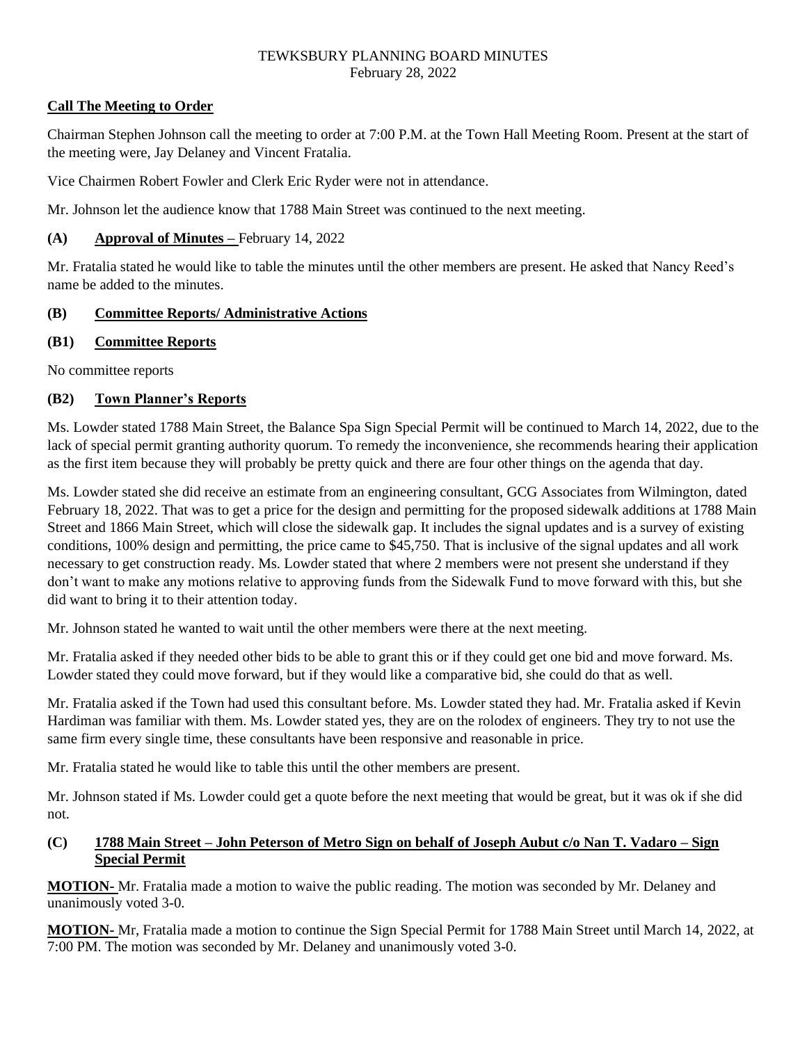# TEWKSBURY PLANNING BOARD MINUTES

February 28, 2022

**Call The Meeting to Order**

Chairman Stephen Johnson call the meeting to order at 7:00 P.M. at the Town Hall Meeting Room. Present at the start of the meeting were, Jay Delaney and Vincent Fratalia.

Vice Chairmen Robert Fowler and Clerk Eric Ryder were not in attendance.

Mr. Johnson let the audience know that 1788 Main Street was continued to the next meeting.

**(A) Approval of Minutes –** February 14, 2022

Mr. Fratalia stated he would like to table the minutes until the other members are present. He asked that Nancy Reed's name be added to the minutes.

**(B) Committee Reports/ Administrative Actions**

**(B1) Committee Reports**

No committee reports

**(B2) Town Planner's Reports**

Ms. Lowder stated 1788 Main Street, the Balance Spa Sign Special Permit will be continued to March 14, 2022, due to the lack of special permit granting authority quorum. To remedy the inconvenience, she recommends hearing their application as the first item because they will probably be pretty quick and there are four other things on the agenda that day.

Ms. Lowder stated she did receive an estimate from an engineering consultant, GCG Associates from Wilmington, dated February 18, 2022. That was to get a price for the design and permitting for the proposed sidewalk additions at 1788 Main Street and 1866 Main Street, which will close the sidewalk gap. It includes the signal updates and is a survey of existing conditions, 100% design and permitting, the price came to $45,750. That is inclusive of the signal updates and all work necessary to get construction ready. Ms. Lowder stated that where 2 members were not present she understand if they don't want to make any motions relative to approving funds from the Sidewalk Fund to move forward with this, but she did want to bring it to their attention today.

Mr. Johnson stated he wanted to wait until the other members were there at the next meeting.

Mr. Fratalia asked if they needed other bids to be able to grant this or if they could get one bid and move forward. Ms. Lowder stated they could move forward, but if they would like a comparative bid, she could do that as well.

Mr. Fratalia asked if the Town had used this consultant before. Ms. Lowder stated they had. Mr. Fratalia asked if Kevin Hardiman was familiar with them. Ms. Lowder stated yes, they are on the rolodex of engineers. They try to not use the same firm every single time, these consultants have been responsive and reasonable in price.

Mr. Fratalia stated he would like to table this until the other members are present.

Mr. Johnson stated if Ms. Lowder could get a quote before the next meeting that would be great, but it was ok if she did not.

**(C) 1788 Main Street – John Peterson of Metro Sign on behalf of Joseph Aubut c/o Nan T. Vadaro – Sign Special Permit**

**MOTION-** Mr. Fratalia made a motion to waive the public reading. The motion was seconded by Mr. Delaney and unanimously voted 3-0.

**MOTION-** Mr, Fratalia made a motion to continue the Sign Special Permit for 1788 Main Street until March 14, 2022, at 7:00 PM. The motion was seconded by Mr. Delaney and unanimously voted 3-0.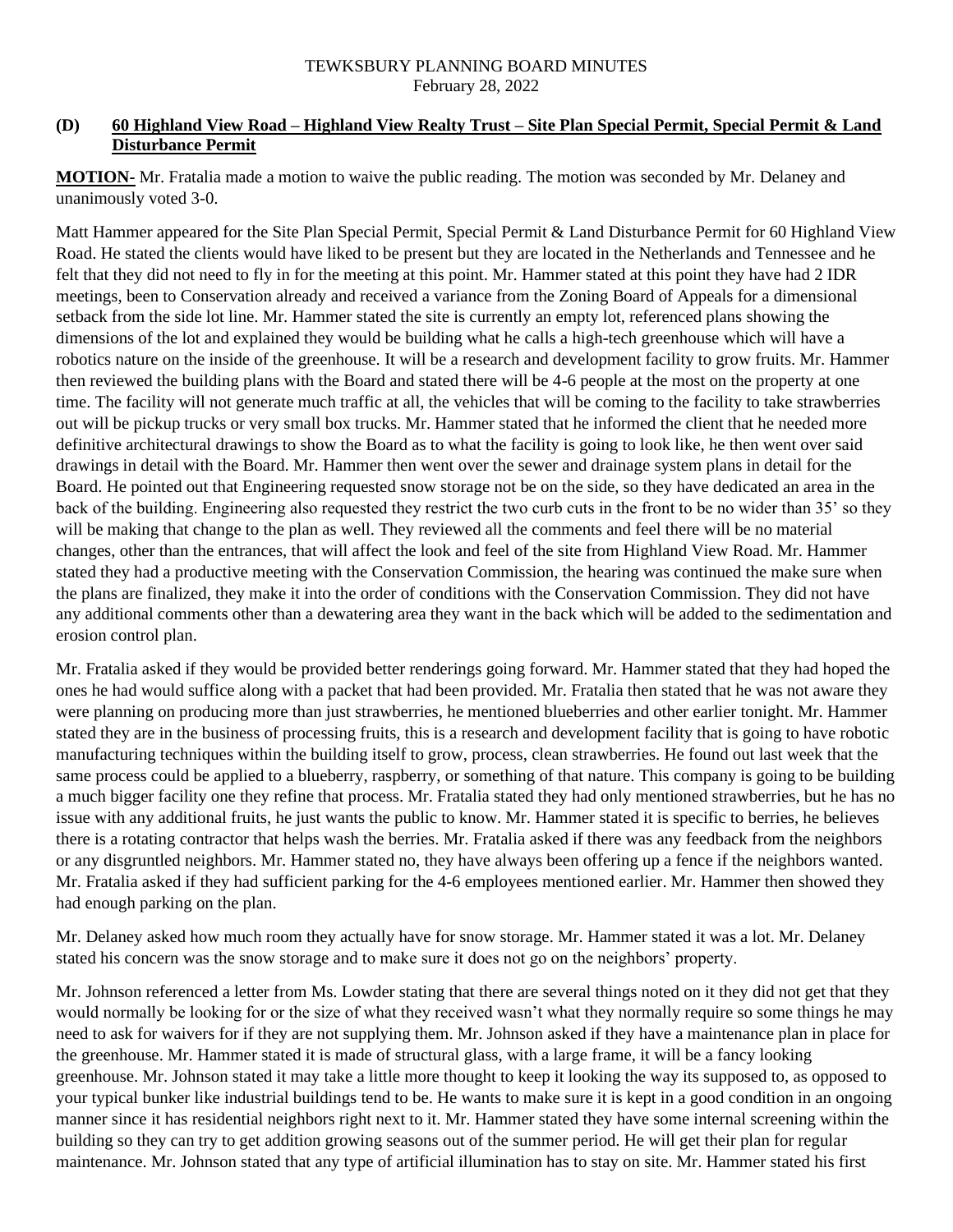TEWKSBURY PLANNING BOARD MINUTES
February 28, 2022

### (D) 60 Highland View Road – Highland View Realty Trust – Site Plan Special Permit, Special Permit & Land Disturbance Permit

**MOTION-** Mr. Fratalia made a motion to waive the public reading. The motion was seconded by Mr. Delaney and unanimously voted 3-0.

Matt Hammer appeared for the Site Plan Special Permit, Special Permit & Land Disturbance Permit for 60 Highland View Road. He stated the clients would have liked to be present but they are located in the Netherlands and Tennessee and he felt that they did not need to fly in for the meeting at this point. Mr. Hammer stated at this point they have had 2 IDR meetings, been to Conservation already and received a variance from the Zoning Board of Appeals for a dimensional setback from the side lot line. Mr. Hammer stated the site is currently an empty lot, referenced plans showing the dimensions of the lot and explained they would be building what he calls a high-tech greenhouse which will have a robotics nature on the inside of the greenhouse. It will be a research and development facility to grow fruits. Mr. Hammer then reviewed the building plans with the Board and stated there will be 4-6 people at the most on the property at one time. The facility will not generate much traffic at all, the vehicles that will be coming to the facility to take strawberries out will be pickup trucks or very small box trucks. Mr. Hammer stated that he informed the client that he needed more definitive architectural drawings to show the Board as to what the facility is going to look like, he then went over said drawings in detail with the Board. Mr. Hammer then went over the sewer and drainage system plans in detail for the Board. He pointed out that Engineering requested snow storage not be on the side, so they have dedicated an area in the back of the building. Engineering also requested they restrict the two curb cuts in the front to be no wider than 35' so they will be making that change to the plan as well. They reviewed all the comments and feel there will be no material changes, other than the entrances, that will affect the look and feel of the site from Highland View Road. Mr. Hammer stated they had a productive meeting with the Conservation Commission, the hearing was continued the make sure when the plans are finalized, they make it into the order of conditions with the Conservation Commission. They did not have any additional comments other than a dewatering area they want in the back which will be added to the sedimentation and erosion control plan.

Mr. Fratalia asked if they would be provided better renderings going forward. Mr. Hammer stated that they had hoped the ones he had would suffice along with a packet that had been provided. Mr. Fratalia then stated that he was not aware they were planning on producing more than just strawberries, he mentioned blueberries and other earlier tonight. Mr. Hammer stated they are in the business of processing fruits, this is a research and development facility that is going to have robotic manufacturing techniques within the building itself to grow, process, clean strawberries. He found out last week that the same process could be applied to a blueberry, raspberry, or something of that nature. This company is going to be building a much bigger facility one they refine that process. Mr. Fratalia stated they had only mentioned strawberries, but he has no issue with any additional fruits, he just wants the public to know. Mr. Hammer stated it is specific to berries, he believes there is a rotating contractor that helps wash the berries. Mr. Fratalia asked if there was any feedback from the neighbors or any disgruntled neighbors. Mr. Hammer stated no, they have always been offering up a fence if the neighbors wanted. Mr. Fratalia asked if they had sufficient parking for the 4-6 employees mentioned earlier. Mr. Hammer then showed they had enough parking on the plan.

Mr. Delaney asked how much room they actually have for snow storage. Mr. Hammer stated it was a lot. Mr. Delaney stated his concern was the snow storage and to make sure it does not go on the neighbors' property.

Mr. Johnson referenced a letter from Ms. Lowder stating that there are several things noted on it they did not get that they would normally be looking for or the size of what they received wasn't what they normally require so some things he may need to ask for waivers for if they are not supplying them. Mr. Johnson asked if they have a maintenance plan in place for the greenhouse. Mr. Hammer stated it is made of structural glass, with a large frame, it will be a fancy looking greenhouse. Mr. Johnson stated it may take a little more thought to keep it looking the way its supposed to, as opposed to your typical bunker like industrial buildings tend to be. He wants to make sure it is kept in a good condition in an ongoing manner since it has residential neighbors right next to it. Mr. Hammer stated they have some internal screening within the building so they can try to get addition growing seasons out of the summer period. He will get their plan for regular maintenance. Mr. Johnson stated that any type of artificial illumination has to stay on site. Mr. Hammer stated his first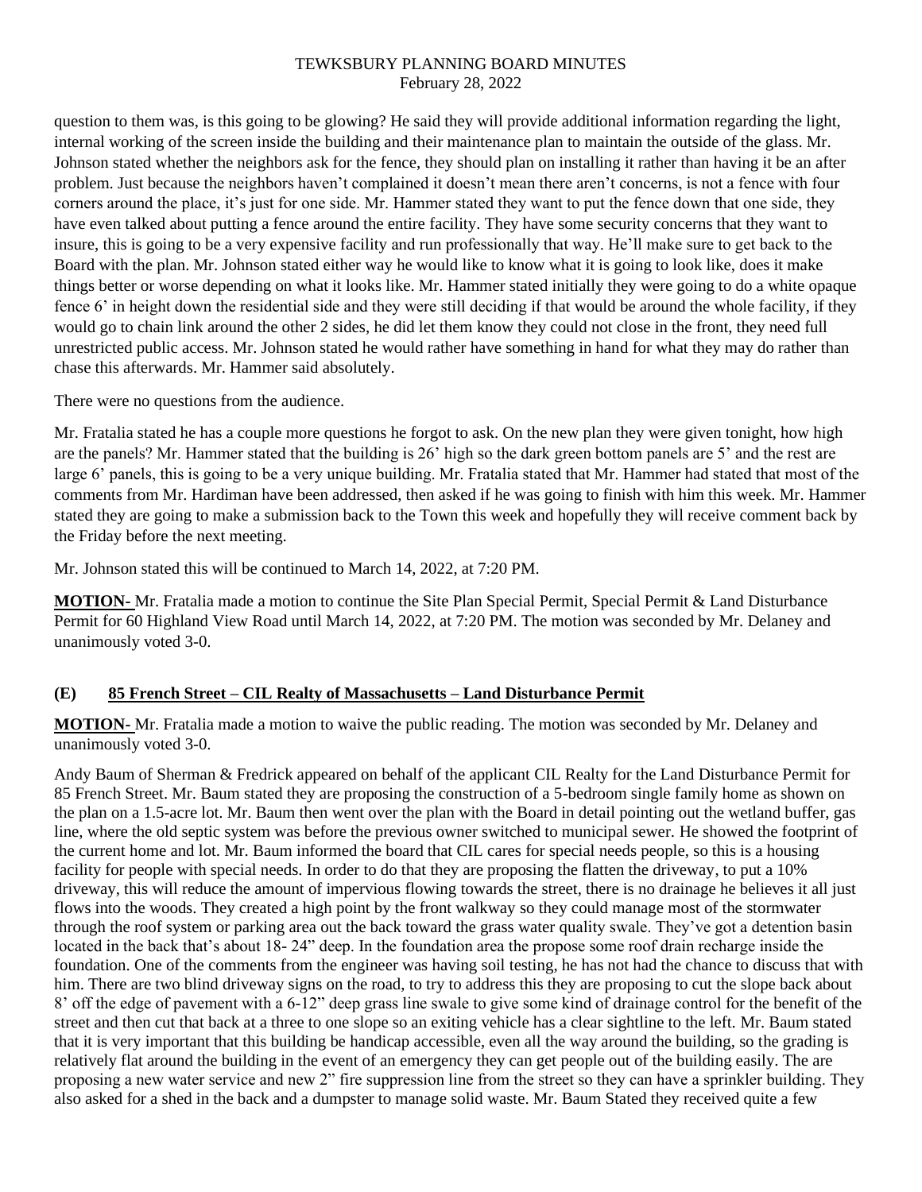question to them was, is this going to be glowing? He said they will provide additional information regarding the light, internal working of the screen inside the building and their maintenance plan to maintain the outside of the glass. Mr. Johnson stated whether the neighbors ask for the fence, they should plan on installing it rather than having it be an after problem. Just because the neighbors haven't complained it doesn't mean there aren't concerns, is not a fence with four corners around the place, it's just for one side. Mr. Hammer stated they want to put the fence down that one side, they have even talked about putting a fence around the entire facility. They have some security concerns that they want to insure, this is going to be a very expensive facility and run professionally that way. He'll make sure to get back to the Board with the plan. Mr. Johnson stated either way he would like to know what it is going to look like, does it make things better or worse depending on what it looks like. Mr. Hammer stated initially they were going to do a white opaque fence 6' in height down the residential side and they were still deciding if that would be around the whole facility, if they would go to chain link around the other 2 sides, he did let them know they could not close in the front, they need full unrestricted public access. Mr. Johnson stated he would rather have something in hand for what they may do rather than chase this afterwards. Mr. Hammer said absolutely.

There were no questions from the audience.

Mr. Fratalia stated he has a couple more questions he forgot to ask. On the new plan they were given tonight, how high are the panels? Mr. Hammer stated that the building is 26' high so the dark green bottom panels are 5' and the rest are large 6' panels, this is going to be a very unique building. Mr. Fratalia stated that Mr. Hammer had stated that most of the comments from Mr. Hardiman have been addressed, then asked if he was going to finish with him this week. Mr. Hammer stated they are going to make a submission back to the Town this week and hopefully they will receive comment back by the Friday before the next meeting.

Mr. Johnson stated this will be continued to March 14, 2022, at 7:20 PM.

**MOTION-** Mr. Fratalia made a motion to continue the Site Plan Special Permit, Special Permit & Land Disturbance Permit for 60 Highland View Road until March 14, 2022, at 7:20 PM. The motion was seconded by Mr. Delaney and unanimously voted 3-0.

### (E) 85 French Street – CIL Realty of Massachusetts – Land Disturbance Permit

**MOTION-** Mr. Fratalia made a motion to waive the public reading. The motion was seconded by Mr. Delaney and unanimously voted 3-0.

Andy Baum of Sherman & Fredrick appeared on behalf of the applicant CIL Realty for the Land Disturbance Permit for 85 French Street. Mr. Baum stated they are proposing the construction of a 5-bedroom single family home as shown on the plan on a 1.5-acre lot. Mr. Baum then went over the plan with the Board in detail pointing out the wetland buffer, gas line, where the old septic system was before the previous owner switched to municipal sewer. He showed the footprint of the current home and lot. Mr. Baum informed the board that CIL cares for special needs people, so this is a housing facility for people with special needs. In order to do that they are proposing the flatten the driveway, to put a 10% driveway, this will reduce the amount of impervious flowing towards the street, there is no drainage he believes it all just flows into the woods. They created a high point by the front walkway so they could manage most of the stormwater through the roof system or parking area out the back toward the grass water quality swale. They've got a detention basin located in the back that's about 18- 24" deep. In the foundation area the propose some roof drain recharge inside the foundation. One of the comments from the engineer was having soil testing, he has not had the chance to discuss that with him. There are two blind driveway signs on the road, to try to address this they are proposing to cut the slope back about 8' off the edge of pavement with a 6-12" deep grass line swale to give some kind of drainage control for the benefit of the street and then cut that back at a three to one slope so an exiting vehicle has a clear sightline to the left. Mr. Baum stated that it is very important that this building be handicap accessible, even all the way around the building, so the grading is relatively flat around the building in the event of an emergency they can get people out of the building easily. The are proposing a new water service and new 2" fire suppression line from the street so they can have a sprinkler building. They also asked for a shed in the back and a dumpster to manage solid waste. Mr. Baum Stated they received quite a few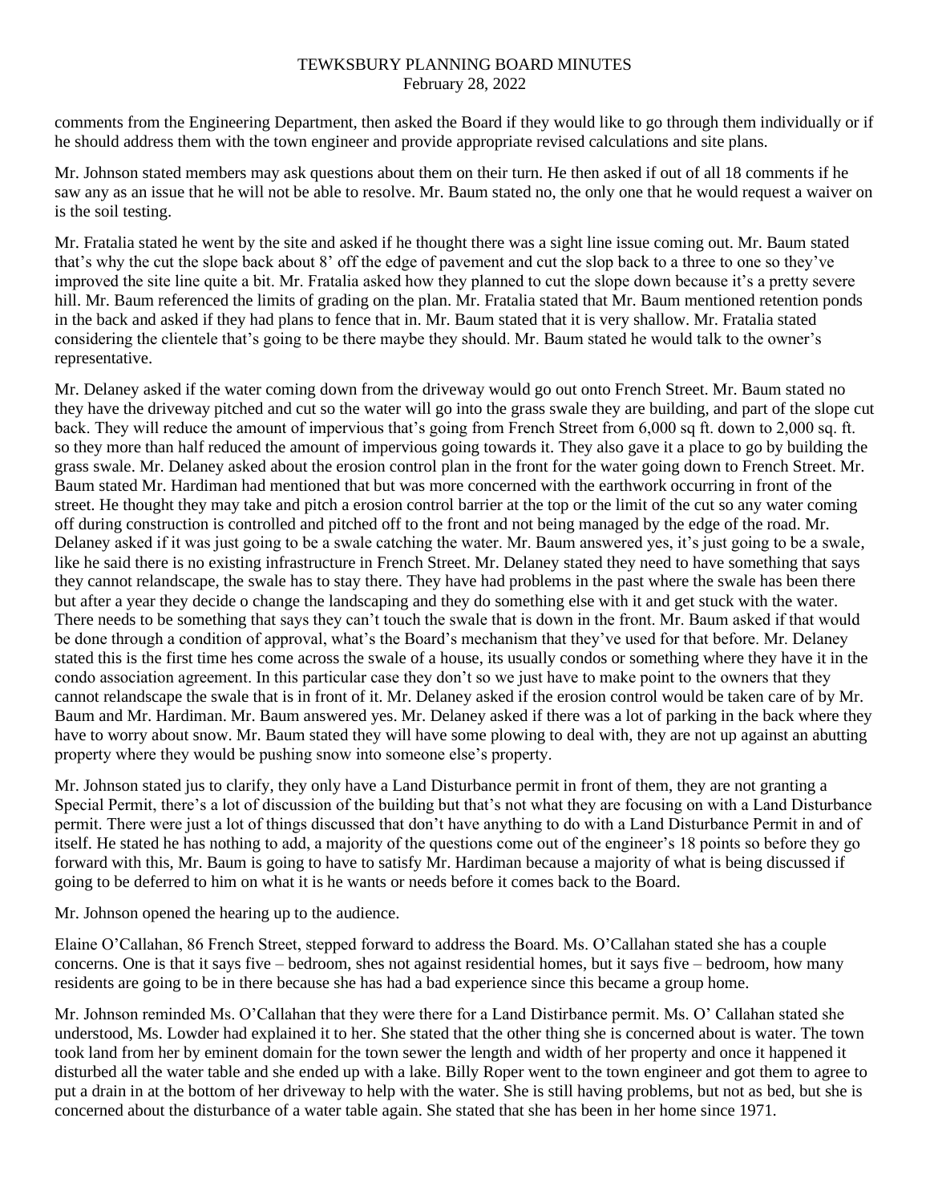comments from the Engineering Department, then asked the Board if they would like to go through them individually or if he should address them with the town engineer and provide appropriate revised calculations and site plans.

Mr. Johnson stated members may ask questions about them on their turn. He then asked if out of all 18 comments if he saw any as an issue that he will not be able to resolve. Mr. Baum stated no, the only one that he would request a waiver on is the soil testing.

Mr. Fratalia stated he went by the site and asked if he thought there was a sight line issue coming out. Mr. Baum stated that's why the cut the slope back about 8' off the edge of pavement and cut the slop back to a three to one so they've improved the site line quite a bit. Mr. Fratalia asked how they planned to cut the slope down because it's a pretty severe hill. Mr. Baum referenced the limits of grading on the plan. Mr. Fratalia stated that Mr. Baum mentioned retention ponds in the back and asked if they had plans to fence that in. Mr. Baum stated that it is very shallow. Mr. Fratalia stated considering the clientele that's going to be there maybe they should. Mr. Baum stated he would talk to the owner's representative.

Mr. Delaney asked if the water coming down from the driveway would go out onto French Street. Mr. Baum stated no they have the driveway pitched and cut so the water will go into the grass swale they are building, and part of the slope cut back. They will reduce the amount of impervious that's going from French Street from 6,000 sq ft. down to 2,000 sq. ft. so they more than half reduced the amount of impervious going towards it. They also gave it a place to go by building the grass swale. Mr. Delaney asked about the erosion control plan in the front for the water going down to French Street. Mr. Baum stated Mr. Hardiman had mentioned that but was more concerned with the earthwork occurring in front of the street. He thought they may take and pitch a erosion control barrier at the top or the limit of the cut so any water coming off during construction is controlled and pitched off to the front and not being managed by the edge of the road. Mr. Delaney asked if it was just going to be a swale catching the water. Mr. Baum answered yes, it's just going to be a swale, like he said there is no existing infrastructure in French Street. Mr. Delaney stated they need to have something that says they cannot relandscape, the swale has to stay there. They have had problems in the past where the swale has been there but after a year they decide o change the landscaping and they do something else with it and get stuck with the water. There needs to be something that says they can't touch the swale that is down in the front. Mr. Baum asked if that would be done through a condition of approval, what's the Board's mechanism that they've used for that before. Mr. Delaney stated this is the first time hes come across the swale of a house, its usually condos or something where they have it in the condo association agreement. In this particular case they don't so we just have to make point to the owners that they cannot relandscape the swale that is in front of it. Mr. Delaney asked if the erosion control would be taken care of by Mr. Baum and Mr. Hardiman. Mr. Baum answered yes. Mr. Delaney asked if there was a lot of parking in the back where they have to worry about snow. Mr. Baum stated they will have some plowing to deal with, they are not up against an abutting property where they would be pushing snow into someone else's property.

Mr. Johnson stated jus to clarify, they only have a Land Disturbance permit in front of them, they are not granting a Special Permit, there's a lot of discussion of the building but that's not what they are focusing on with a Land Disturbance permit. There were just a lot of things discussed that don't have anything to do with a Land Disturbance Permit in and of itself. He stated he has nothing to add, a majority of the questions come out of the engineer's 18 points so before they go forward with this, Mr. Baum is going to have to satisfy Mr. Hardiman because a majority of what is being discussed if going to be deferred to him on what it is he wants or needs before it comes back to the Board.

Mr. Johnson opened the hearing up to the audience.

Elaine O'Callahan, 86 French Street, stepped forward to address the Board. Ms. O'Callahan stated she has a couple concerns. One is that it says five – bedroom, shes not against residential homes, but it says five – bedroom, how many residents are going to be in there because she has had a bad experience since this became a group home.

Mr. Johnson reminded Ms. O'Callahan that they were there for a Land Distirbance permit. Ms. O' Callahan stated she understood, Ms. Lowder had explained it to her. She stated that the other thing she is concerned about is water. The town took land from her by eminent domain for the town sewer the length and width of her property and once it happened it disturbed all the water table and she ended up with a lake. Billy Roper went to the town engineer and got them to agree to put a drain in at the bottom of her driveway to help with the water. She is still having problems, but not as bed, but she is concerned about the disturbance of a water table again. She stated that she has been in her home since 1971.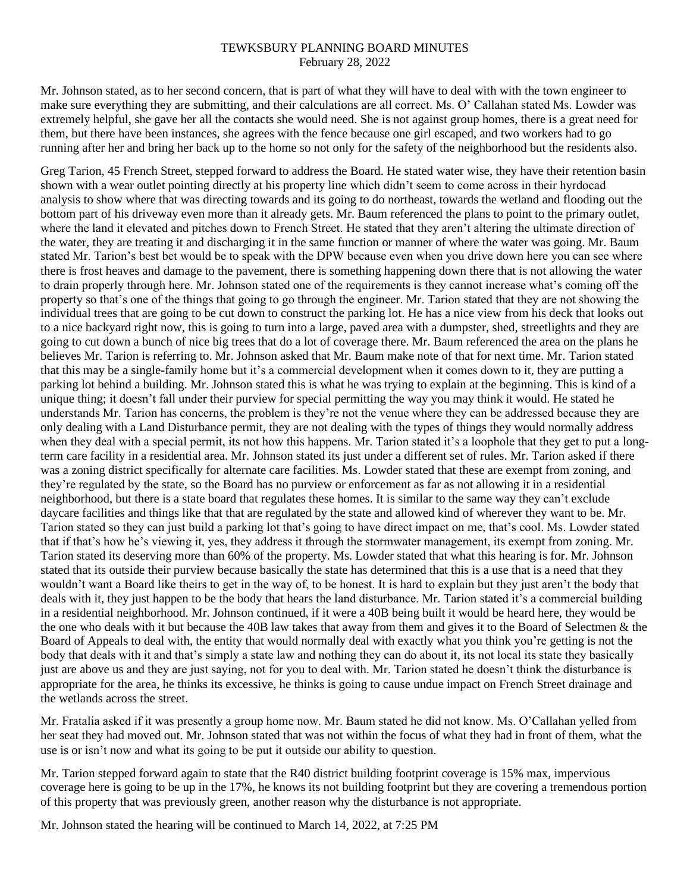Mr. Johnson stated, as to her second concern, that is part of what they will have to deal with with the town engineer to make sure everything they are submitting, and their calculations are all correct. Ms. O' Callahan stated Ms. Lowder was extremely helpful, she gave her all the contacts she would need. She is not against group homes, there is a great need for them, but there have been instances, she agrees with the fence because one girl escaped, and two workers had to go running after her and bring her back up to the home so not only for the safety of the neighborhood but the residents also.

Greg Tarion, 45 French Street, stepped forward to address the Board. He stated water wise, they have their retention basin shown with a wear outlet pointing directly at his property line which didn't seem to come across in their hyrdocad analysis to show where that was directing towards and its going to do northeast, towards the wetland and flooding out the bottom part of his driveway even more than it already gets. Mr. Baum referenced the plans to point to the primary outlet, where the land it elevated and pitches down to French Street. He stated that they aren't altering the ultimate direction of the water, they are treating it and discharging it in the same function or manner of where the water was going. Mr. Baum stated Mr. Tarion's best bet would be to speak with the DPW because even when you drive down here you can see where there is frost heaves and damage to the pavement, there is something happening down there that is not allowing the water to drain properly through here. Mr. Johnson stated one of the requirements is they cannot increase what's coming off the property so that's one of the things that going to go through the engineer. Mr. Tarion stated that they are not showing the individual trees that are going to be cut down to construct the parking lot. He has a nice view from his deck that looks out to a nice backyard right now, this is going to turn into a large, paved area with a dumpster, shed, streetlights and they are going to cut down a bunch of nice big trees that do a lot of coverage there. Mr. Baum referenced the area on the plans he believes Mr. Tarion is referring to. Mr. Johnson asked that Mr. Baum make note of that for next time. Mr. Tarion stated that this may be a single-family home but it's a commercial development when it comes down to it, they are putting a parking lot behind a building. Mr. Johnson stated this is what he was trying to explain at the beginning. This is kind of a unique thing; it doesn't fall under their purview for special permitting the way you may think it would. He stated he understands Mr. Tarion has concerns, the problem is they're not the venue where they can be addressed because they are only dealing with a Land Disturbance permit, they are not dealing with the types of things they would normally address when they deal with a special permit, its not how this happens. Mr. Tarion stated it's a loophole that they get to put a long-term care facility in a residential area. Mr. Johnson stated its just under a different set of rules. Mr. Tarion asked if there was a zoning district specifically for alternate care facilities. Ms. Lowder stated that these are exempt from zoning, and they're regulated by the state, so the Board has no purview or enforcement as far as not allowing it in a residential neighborhood, but there is a state board that regulates these homes. It is similar to the same way they can't exclude daycare facilities and things like that that are regulated by the state and allowed kind of wherever they want to be. Mr. Tarion stated so they can just build a parking lot that's going to have direct impact on me, that's cool. Ms. Lowder stated that if that's how he's viewing it, yes, they address it through the stormwater management, its exempt from zoning. Mr. Tarion stated its deserving more than 60% of the property. Ms. Lowder stated that what this hearing is for. Mr. Johnson stated that its outside their purview because basically the state has determined that this is a use that is a need that they wouldn't want a Board like theirs to get in the way of, to be honest. It is hard to explain but they just aren't the body that deals with it, they just happen to be the body that hears the land disturbance. Mr. Tarion stated it's a commercial building in a residential neighborhood. Mr. Johnson continued, if it were a 40B being built it would be heard here, they would be the one who deals with it but because the 40B law takes that away from them and gives it to the Board of Selectmen & the Board of Appeals to deal with, the entity that would normally deal with exactly what you think you're getting is not the body that deals with it and that's simply a state law and nothing they can do about it, its not local its state they basically just are above us and they are just saying, not for you to deal with. Mr. Tarion stated he doesn't think the disturbance is appropriate for the area, he thinks its excessive, he thinks is going to cause undue impact on French Street drainage and the wetlands across the street.

Mr. Fratalia asked if it was presently a group home now. Mr. Baum stated he did not know. Ms. O'Callahan yelled from her seat they had moved out. Mr. Johnson stated that was not within the focus of what they had in front of them, what the use is or isn't now and what its going to be put it outside our ability to question.

Mr. Tarion stepped forward again to state that the R40 district building footprint coverage is 15% max, impervious coverage here is going to be up in the 17%, he knows its not building footprint but they are covering a tremendous portion of this property that was previously green, another reason why the disturbance is not appropriate.

Mr. Johnson stated the hearing will be continued to March 14, 2022, at 7:25 PM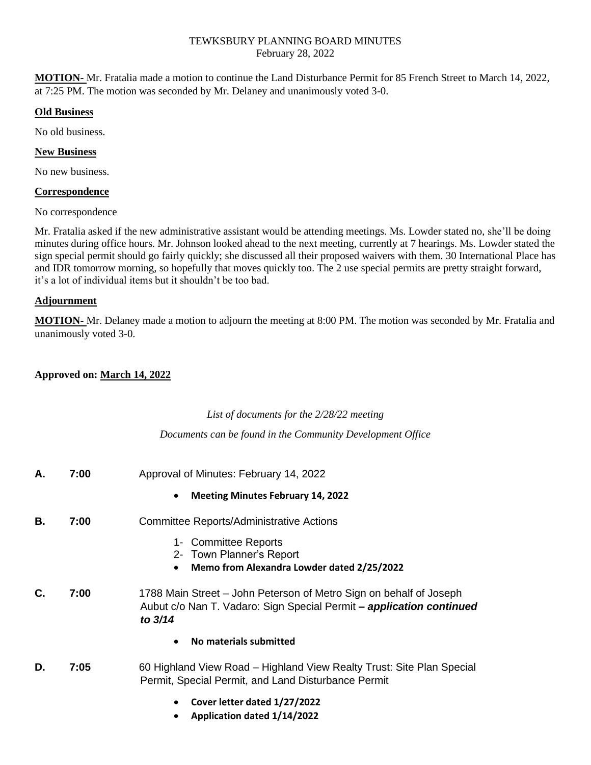TEWKSBURY PLANNING BOARD MINUTES
February 28, 2022

**MOTION-** Mr. Fratalia made a motion to continue the Land Disturbance Permit for 85 French Street to March 14, 2022, at 7:25 PM. The motion was seconded by Mr. Delaney and unanimously voted 3-0.

## Old Business

No old business.

## New Business

No new business.

## Correspondence

No correspondence

Mr. Fratalia asked if the new administrative assistant would be attending meetings. Ms. Lowder stated no, she'll be doing minutes during office hours. Mr. Johnson looked ahead to the next meeting, currently at 7 hearings. Ms. Lowder stated the sign special permit should go fairly quickly; she discussed all their proposed waivers with them. 30 International Place has and IDR tomorrow morning, so hopefully that moves quickly too. The 2 use special permits are pretty straight forward, it's a lot of individual items but it shouldn't be too bad.

## Adjournment

**MOTION-** Mr. Delaney made a motion to adjourn the meeting at 8:00 PM. The motion was seconded by Mr. Fratalia and unanimously voted 3-0.

**Approved on: March 14, 2022**

*List of documents for the 2/28/22 meeting*

*Documents can be found in the Community Development Office*

**A.** **7:00** Approval of Minutes: February 14, 2022

- **Meeting Minutes February 14, 2022**

**B.** **7:00** Committee Reports/Administrative Actions

1- Committee Reports
2- Town Planner's Report
- **Memo from Alexandra Lowder dated 2/25/2022**

**C.** **7:00** 1788 Main Street – John Peterson of Metro Sign on behalf of Joseph Aubut c/o Nan T. Vadaro: Sign Special Permit ***– application continued to 3/14***

- **No materials submitted**

**D.** **7:05** 60 Highland View Road – Highland View Realty Trust: Site Plan Special Permit, Special Permit, and Land Disturbance Permit

- **Cover letter dated 1/27/2022**
- **Application dated 1/14/2022**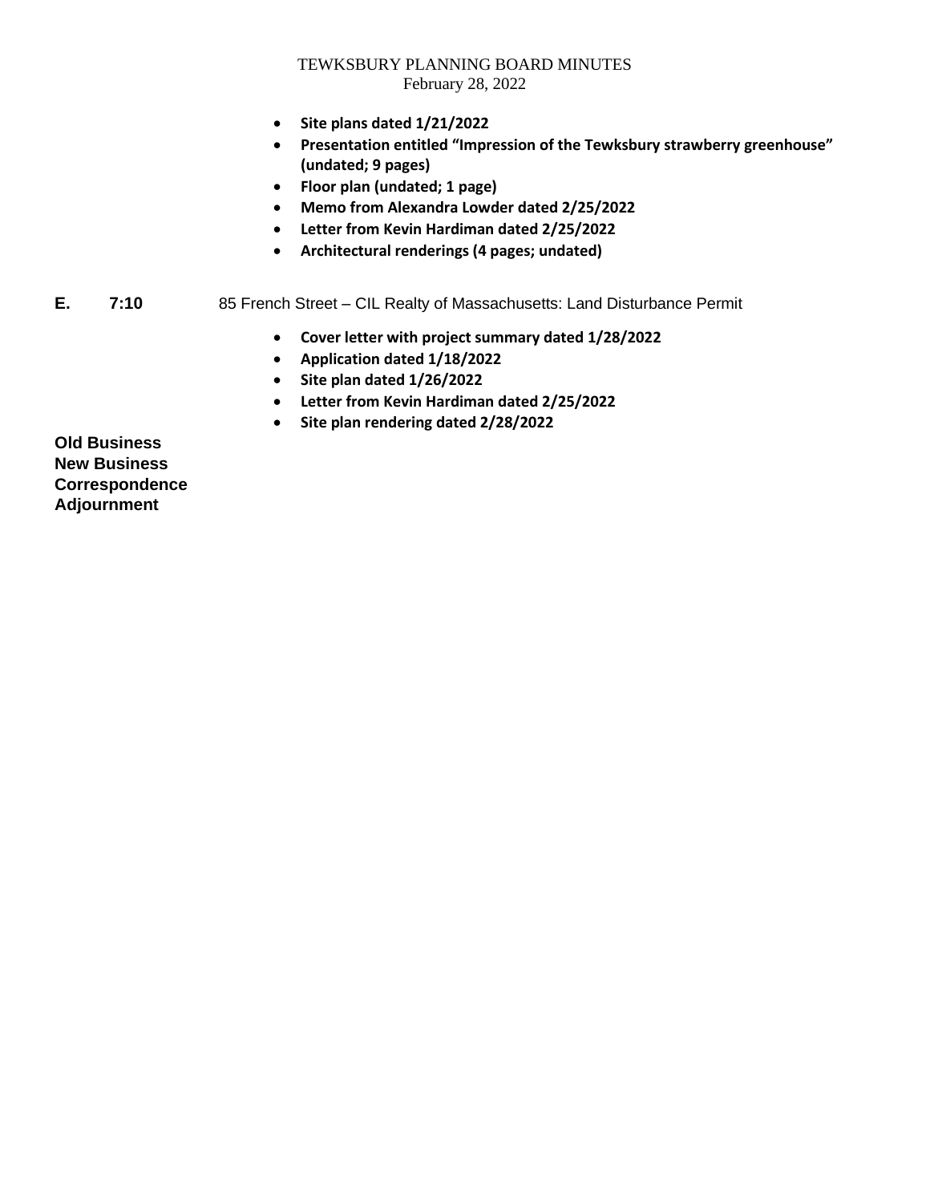- **Site plans dated 1/21/2022**
- **Presentation entitled "Impression of the Tewksbury strawberry greenhouse" (undated; 9 pages)**
- **Floor plan (undated; 1 page)**
- **Memo from Alexandra Lowder dated 2/25/2022**
- **Letter from Kevin Hardiman dated 2/25/2022**
- **Architectural renderings (4 pages; undated)**

**E.** **7:10** 85 French Street – CIL Realty of Massachusetts: Land Disturbance Permit

- **Cover letter with project summary dated 1/28/2022**
- **Application dated 1/18/2022**
- **Site plan dated 1/26/2022**
- **Letter from Kevin Hardiman dated 2/25/2022**
- **Site plan rendering dated 2/28/2022**

**Old Business**
**New Business**
**Correspondence**
**Adjournment**